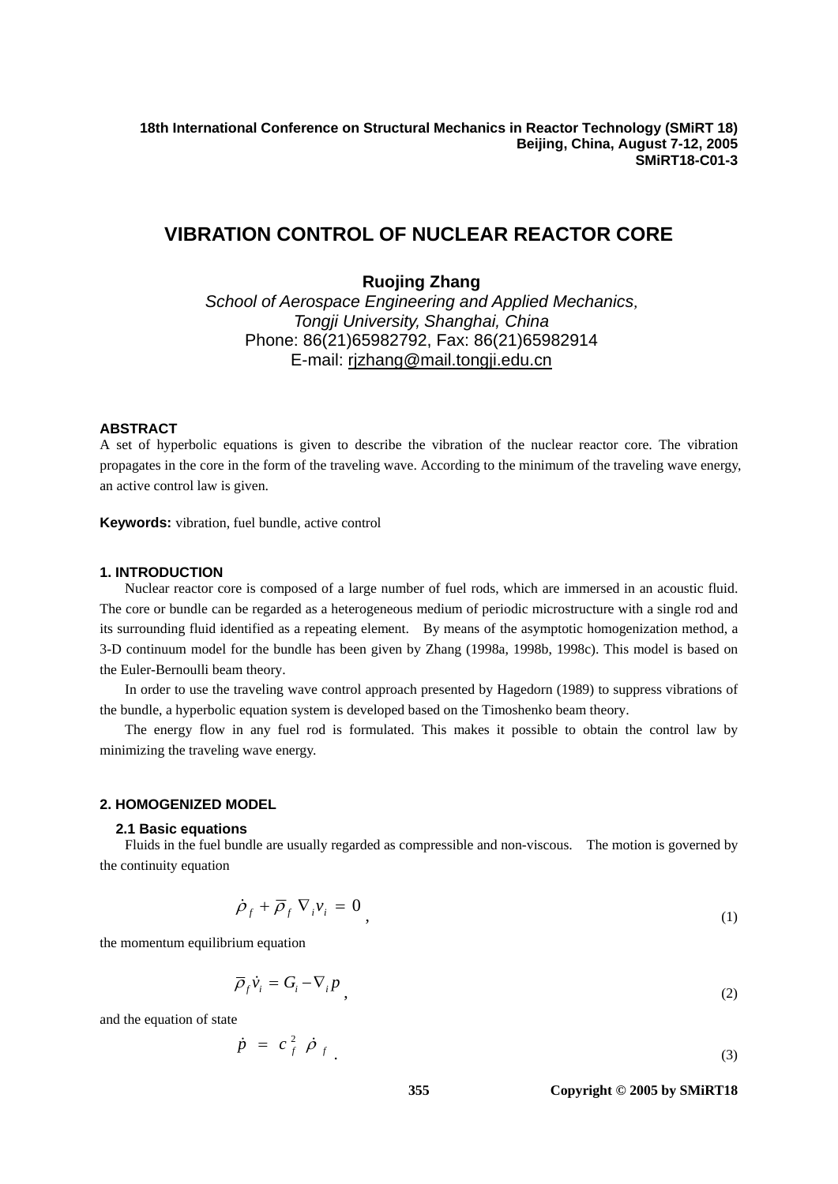18th International Conference on Structural Mechanics in Reactor Technology (SMiRT 18)
Beijing, China, August 7-12, 2005
SMiRT18-C01-3

# VIBRATION CONTROL OF NUCLEAR REACTOR CORE

**Ruojing Zhang**

*School of Aerospace Engineering and Applied Mechanics,*
*Tongji University, Shanghai, China*
Phone: 86(21)65982792, Fax: 86(21)65982914
E-mail: rjzhang@mail.tongji.edu.cn

**ABSTRACT**

A set of hyperbolic equations is given to describe the vibration of the nuclear reactor core. The vibration propagates in the core in the form of the traveling wave. According to the minimum of the traveling wave energy, an active control law is given.

**Keywords:** vibration, fuel bundle, active control

## 1. INTRODUCTION

Nuclear reactor core is composed of a large number of fuel rods, which are immersed in an acoustic fluid. The core or bundle can be regarded as a heterogeneous medium of periodic microstructure with a single rod and its surrounding fluid identified as a repeating element. By means of the asymptotic homogenization method, a 3-D continuum model for the bundle has been given by Zhang (1998a, 1998b, 1998c). This model is based on the Euler-Bernoulli beam theory.

In order to use the traveling wave control approach presented by Hagedorn (1989) to suppress vibrations of the bundle, a hyperbolic equation system is developed based on the Timoshenko beam theory.

The energy flow in any fuel rod is formulated. This makes it possible to obtain the control law by minimizing the traveling wave energy.

## 2. HOMOGENIZED MODEL

### 2.1 Basic equations

Fluids in the fuel bundle are usually regarded as compressible and non-viscous. The motion is governed by the continuity equation

$$\dot{\rho}_f + \overline{\rho}_f \nabla_i v_i = 0 \quad , \tag{1}$$

the momentum equilibrium equation

$$\overline{\rho}_f \dot{v}_i = G_i - \nabla_i p \quad , \tag{2}$$

and the equation of state

$$\dot{p} = c_f^2 \dot{\rho}_f \quad . \tag{3}$$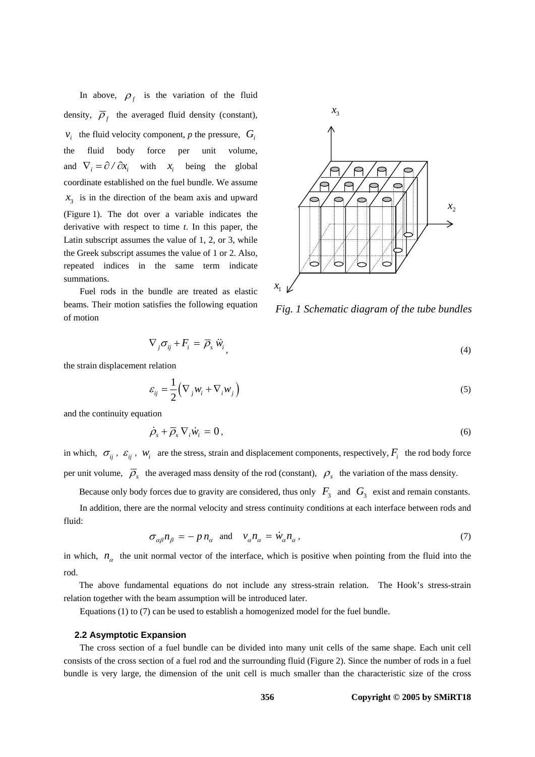In above, $\rho_f$ is the variation of the fluid density, $\bar{\rho}_f$ the averaged fluid density (constant), $v_i$ the fluid velocity component, *p* the pressure, $G_i$ the fluid body force per unit volume, and $\nabla_i = \partial / \partial x_i$ with $x_i$ being the global coordinate established on the fuel bundle. We assume $x_3$ is in the direction of the beam axis and upward (Figure 1). The dot over a variable indicates the derivative with respect to time *t*. In this paper, the Latin subscript assumes the value of 1, 2, or 3, while the Greek subscript assumes the value of 1 or 2. Also, repeated indices in the same term indicate summations.

Fuel rods in the bundle are treated as elastic beams. Their motion satisfies the following equation of motion

*Fig. 1 Schematic diagram of the tube bundles*

$$\nabla_j \sigma_{ij} + F_i = \bar{\rho}_s \ddot{w}_i , \tag{4}$$

the strain displacement relation

$$\varepsilon_{ij} = \frac{1}{2}\left( \nabla_j w_i + \nabla_i w_j \right) \tag{5}$$

and the continuity equation

$$\dot{\rho}_s + \bar{\rho}_s \nabla_i \dot{w}_i = 0 , \tag{6}$$

in which, $\sigma_{ij}$, $\varepsilon_{ij}$, $w_i$ are the stress, strain and displacement components, respectively, $F_i$ the rod body force per unit volume, $\bar{\rho}_s$ the averaged mass density of the rod (constant), $\rho_s$ the variation of the mass density.

Because only body forces due to gravity are considered, thus only $F_3$ and $G_3$ exist and remain constants.

In addition, there are the normal velocity and stress continuity conditions at each interface between rods and fluid:

$$\sigma_{\alpha\beta} n_\beta = -p\, n_\alpha \quad \text{and} \quad v_\alpha n_\alpha = \dot{w}_\alpha n_\alpha , \tag{7}$$

in which, $n_\alpha$ the unit normal vector of the interface, which is positive when pointing from the fluid into the rod.

The above fundamental equations do not include any stress-strain relation. The Hook's stress-strain relation together with the beam assumption will be introduced later.

Equations (1) to (7) can be used to establish a homogenized model for the fuel bundle.

### 2.2 Asymptotic Expansion

The cross section of a fuel bundle can be divided into many unit cells of the same shape. Each unit cell consists of the cross section of a fuel rod and the surrounding fluid (Figure 2). Since the number of rods in a fuel bundle is very large, the dimension of the unit cell is much smaller than the characteristic size of the cross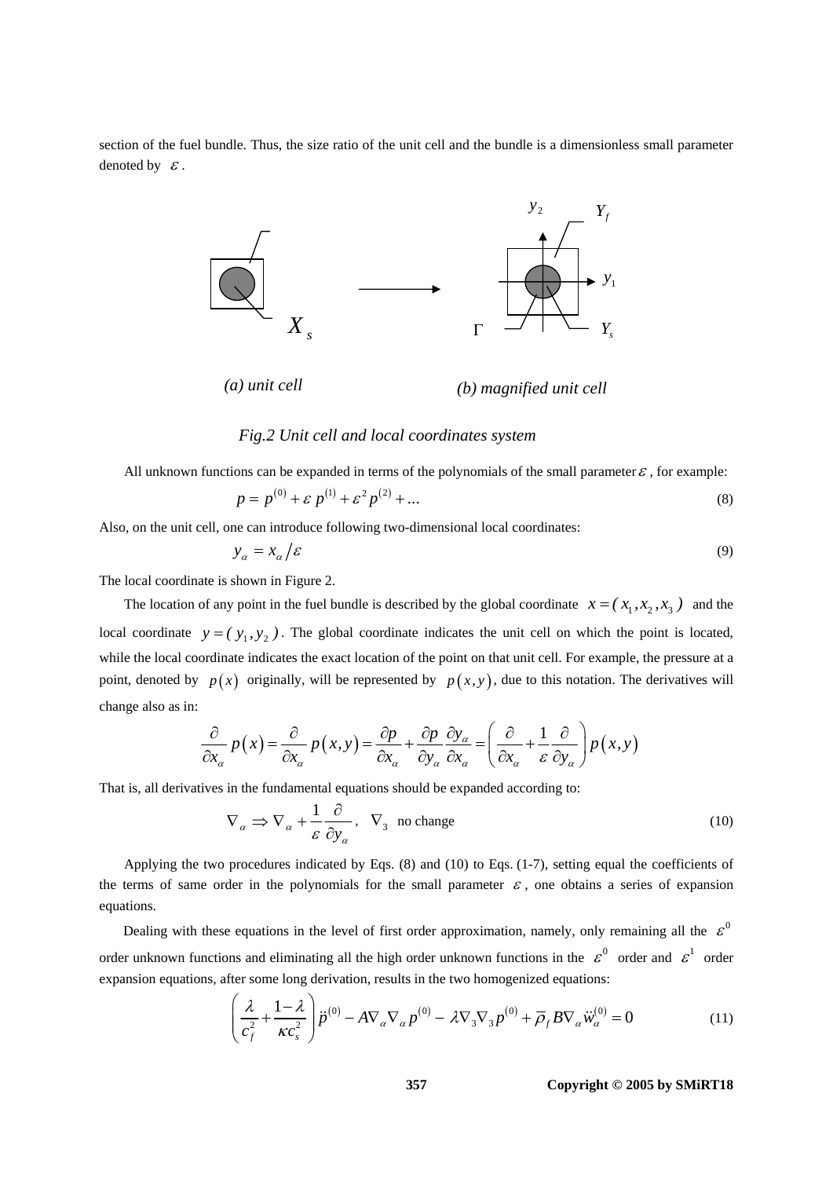section of the fuel bundle. Thus, the size ratio of the unit cell and the bundle is a dimensionless small parameter denoted by $\varepsilon$.

$X_s$ $\quad$ $y_2$ $\quad$ $Y_f$ $\quad$ $y_1$ $\quad$ $\Gamma$ $\quad$ $Y_s$

*(a) unit cell* *(b) magnified unit cell*

*Fig.2 Unit cell and local coordinates system*

All unknown functions can be expanded in terms of the polynomials of the small parameter $\varepsilon$, for example:

$$p = p^{(0)} + \varepsilon\, p^{(1)} + \varepsilon^2 p^{(2)} + \ldots \tag{8}$$

Also, on the unit cell, one can introduce following two-dimensional local coordinates:

$$y_\alpha = x_\alpha / \varepsilon \tag{9}$$

The local coordinate is shown in Figure 2.

The location of any point in the fuel bundle is described by the global coordinate $x = (x_1, x_2, x_3)$ and the local coordinate $y = (y_1, y_2)$. The global coordinate indicates the unit cell on which the point is located, while the local coordinate indicates the exact location of the point on that unit cell. For example, the pressure at a point, denoted by $p(x)$ originally, will be represented by $p(x, y)$, due to this notation. The derivatives will change also as in:

$$\frac{\partial}{\partial x_\alpha} p(x) = \frac{\partial}{\partial x_\alpha} p(x,y) = \frac{\partial p}{\partial x_\alpha} + \frac{\partial p}{\partial y_\alpha}\frac{\partial y_\alpha}{\partial x_\alpha} = \left( \frac{\partial}{\partial x_\alpha} + \frac{1}{\varepsilon}\frac{\partial}{\partial y_\alpha} \right) p(x,y)$$

That is, all derivatives in the fundamental equations should be expanded according to:

$$\nabla_\alpha \Rightarrow \nabla_\alpha + \frac{1}{\varepsilon}\frac{\partial}{\partial y_\alpha}, \quad \nabla_3 \ \text{ no change} \tag{10}$$

Applying the two procedures indicated by Eqs. (8) and (10) to Eqs. (1-7), setting equal the coefficients of the terms of same order in the polynomials for the small parameter $\varepsilon$, one obtains a series of expansion equations.

Dealing with these equations in the level of first order approximation, namely, only remaining all the $\varepsilon^0$ order unknown functions and eliminating all the high order unknown functions in the $\varepsilon^0$ order and $\varepsilon^1$ order expansion equations, after some long derivation, results in the two homogenized equations:

$$\left( \frac{\lambda}{c_f^2} + \frac{1-\lambda}{\kappa c_s^2} \right) \ddot{p}^{(0)} - A \nabla_\alpha \nabla_\alpha p^{(0)} - \lambda \nabla_3 \nabla_3 p^{(0)} + \bar{\rho}_f B \nabla_\alpha \ddot{w}_\alpha^{(0)} = 0 \tag{11}$$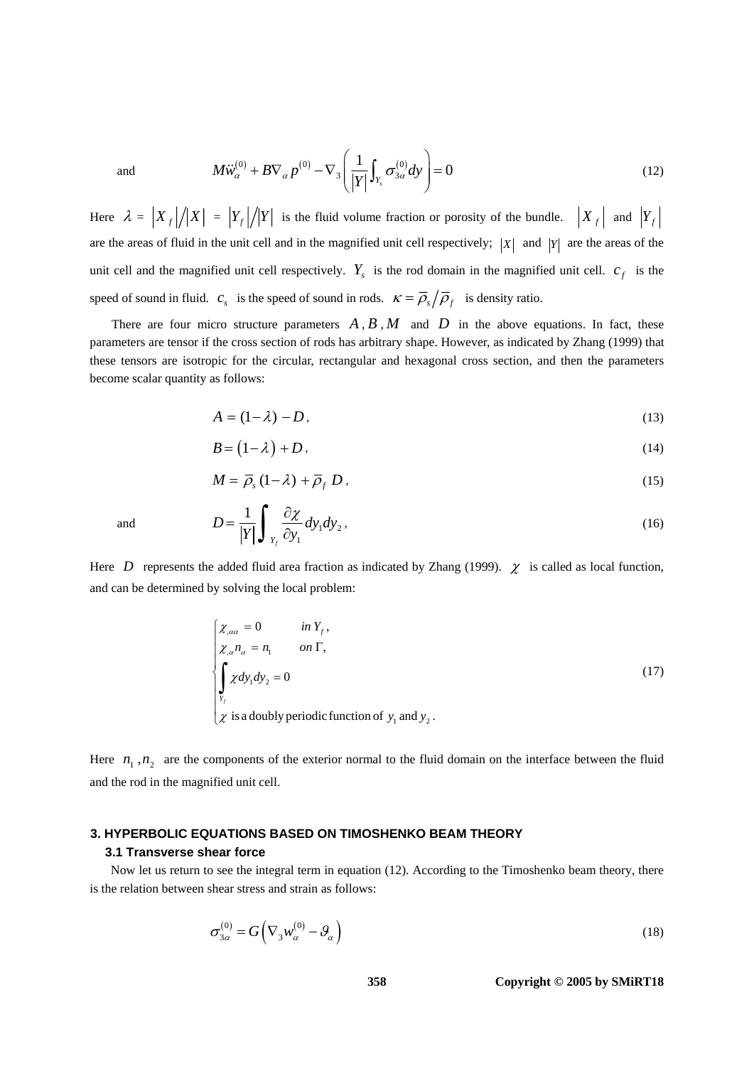and

$$M\ddot{w}_{\alpha}^{(0)} + B\nabla_{\alpha} p^{(0)} - \nabla_3 \left( \frac{1}{|Y|} \int_{Y_s} \sigma_{3\alpha}^{(0)} dy \right) = 0 \tag{12}$$

Here $\lambda = |X_f| / |X| = |Y_f| / |Y|$ is the fluid volume fraction or porosity of the bundle. $|X_f|$ and $|Y_f|$ are the areas of fluid in the unit cell and in the magnified unit cell respectively; $|X|$ and $|Y|$ are the areas of the unit cell and the magnified unit cell respectively. $Y_s$ is the rod domain in the magnified unit cell. $c_f$ is the speed of sound in fluid. $c_s$ is the speed of sound in rods. $\kappa = \bar{\rho}_s / \bar{\rho}_f$ is density ratio.

There are four micro structure parameters $A, B, M$ and $D$ in the above equations. In fact, these parameters are tensor if the cross section of rods has arbitrary shape. However, as indicated by Zhang (1999) that these tensors are isotropic for the circular, rectangular and hexagonal cross section, and then the parameters become scalar quantity as follows:

$$A = (1-\lambda) - D, \tag{13}$$

$$B = (1-\lambda) + D, \tag{14}$$

$$M = \bar{\rho}_s (1-\lambda) + \bar{\rho}_f D, \tag{15}$$

and

$$D = \frac{1}{|Y|} \int_{Y_f} \frac{\partial \chi}{\partial y_1} dy_1 dy_2, \tag{16}$$

Here $D$ represents the added fluid area fraction as indicated by Zhang (1999). $\chi$ is called as local function, and can be determined by solving the local problem:

$$\begin{cases} \chi_{,\alpha\alpha} = 0 & in\ Y_f, \\ \chi_{,\alpha} n_{\alpha} = n_1 & on\ \Gamma, \\ \int_{Y_f} \chi dy_1 dy_2 = 0 & \\ \chi \text{ is a doubly periodic function of } y_1 \text{ and } y_2. & \end{cases} \tag{17}$$

Here $n_1, n_2$ are the components of the exterior normal to the fluid domain on the interface between the fluid and the rod in the magnified unit cell.

## 3. HYPERBOLIC EQUATIONS BASED ON TIMOSHENKO BEAM THEORY

### 3.1 Transverse shear force

Now let us return to see the integral term in equation (12). According to the Timoshenko beam theory, there is the relation between shear stress and strain as follows:

$$\sigma_{3\alpha}^{(0)} = G\left( \nabla_3 w_{\alpha}^{(0)} - \vartheta_{\alpha} \right) \tag{18}$$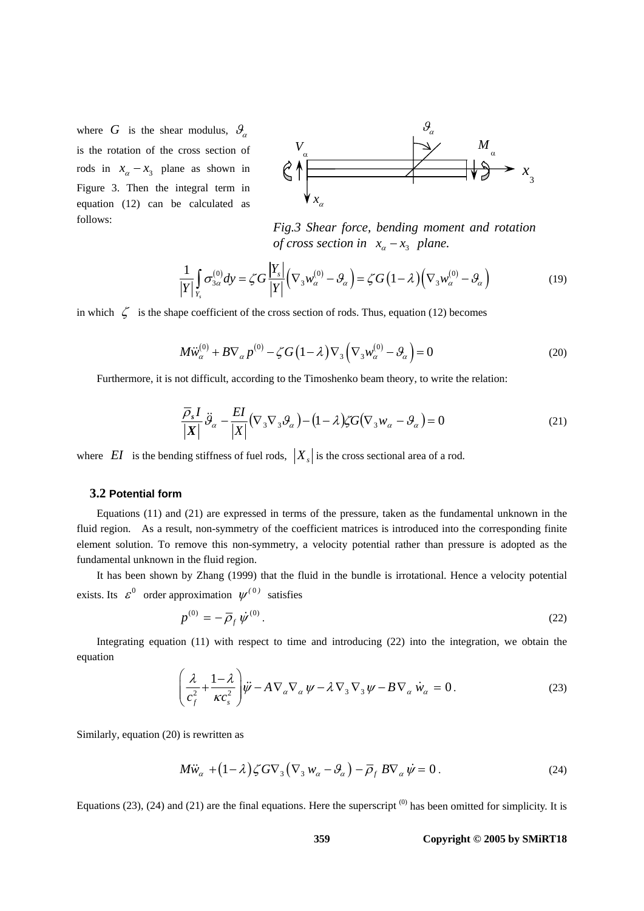where $G$ is the shear modulus, $\vartheta_\alpha$ is the rotation of the cross section of rods in $x_\alpha - x_3$ plane as shown in Figure 3. Then the integral term in equation (12) can be calculated as follows:

*Fig.3 Shear force, bending moment and rotation of cross section in $x_\alpha - x_3$ plane.*

$$\frac{1}{|Y|}\int_{Y_s}\sigma_{3\alpha}^{(0)}dy = \zeta G\frac{|Y_s|}{|Y|}\left(\nabla_3 w_\alpha^{(0)} - \vartheta_\alpha\right) = \zeta G\left(1-\lambda\right)\left(\nabla_3 w_\alpha^{(0)} - \vartheta_\alpha\right) \tag{19}$$

in which $\zeta$ is the shape coefficient of the cross section of rods. Thus, equation (12) becomes

$$M\ddot{w}_\alpha^{(0)} + B\nabla_\alpha p^{(0)} - \zeta G\left(1-\lambda\right)\nabla_3\left(\nabla_3 w_\alpha^{(0)} - \vartheta_\alpha\right) = 0 \tag{20}$$

Furthermore, it is not difficult, according to the Timoshenko beam theory, to write the relation:

$$\frac{\overline{\rho}_s I}{|\boldsymbol{X}|}\ddot{\vartheta}_\alpha - \frac{EI}{|X|}\left(\nabla_3\nabla_3\vartheta_\alpha\right) - \left(1-\lambda\right)\zeta G\left(\nabla_3 w_\alpha - \vartheta_\alpha\right) = 0 \tag{21}$$

where $EI$ is the bending stiffness of fuel rods, $|X_s|$ is the cross sectional area of a rod.

### 3.2 Potential form

Equations (11) and (21) are expressed in terms of the pressure, taken as the fundamental unknown in the fluid region. As a result, non-symmetry of the coefficient matrices is introduced into the corresponding finite element solution. To remove this non-symmetry, a velocity potential rather than pressure is adopted as the fundamental unknown in the fluid region.

It has been shown by Zhang (1999) that the fluid in the bundle is irrotational. Hence a velocity potential exists. Its $\varepsilon^0$ order approximation $\psi^{(0)}$ satisfies

$$p^{(0)} = -\overline{\rho}_f\,\dot{\psi}^{(0)}. \tag{22}$$

Integrating equation (11) with respect to time and introducing (22) into the integration, we obtain the equation

$$\left(\frac{\lambda}{c_f^2} + \frac{1-\lambda}{\kappa c_s^2}\right)\ddot{\psi} - A\nabla_\alpha\nabla_\alpha\psi - \lambda\nabla_3\nabla_3\psi - B\nabla_\alpha\dot{w}_\alpha = 0. \tag{23}$$

Similarly, equation (20) is rewritten as

$$M\ddot{w}_\alpha + \left(1-\lambda\right)\zeta G\nabla_3\left(\nabla_3 w_\alpha - \vartheta_\alpha\right) - \overline{\rho}_f B\nabla_\alpha\dot{\psi} = 0. \tag{24}$$

Equations (23), (24) and (21) are the final equations. Here the superscript $^{(0)}$ has been omitted for simplicity. It is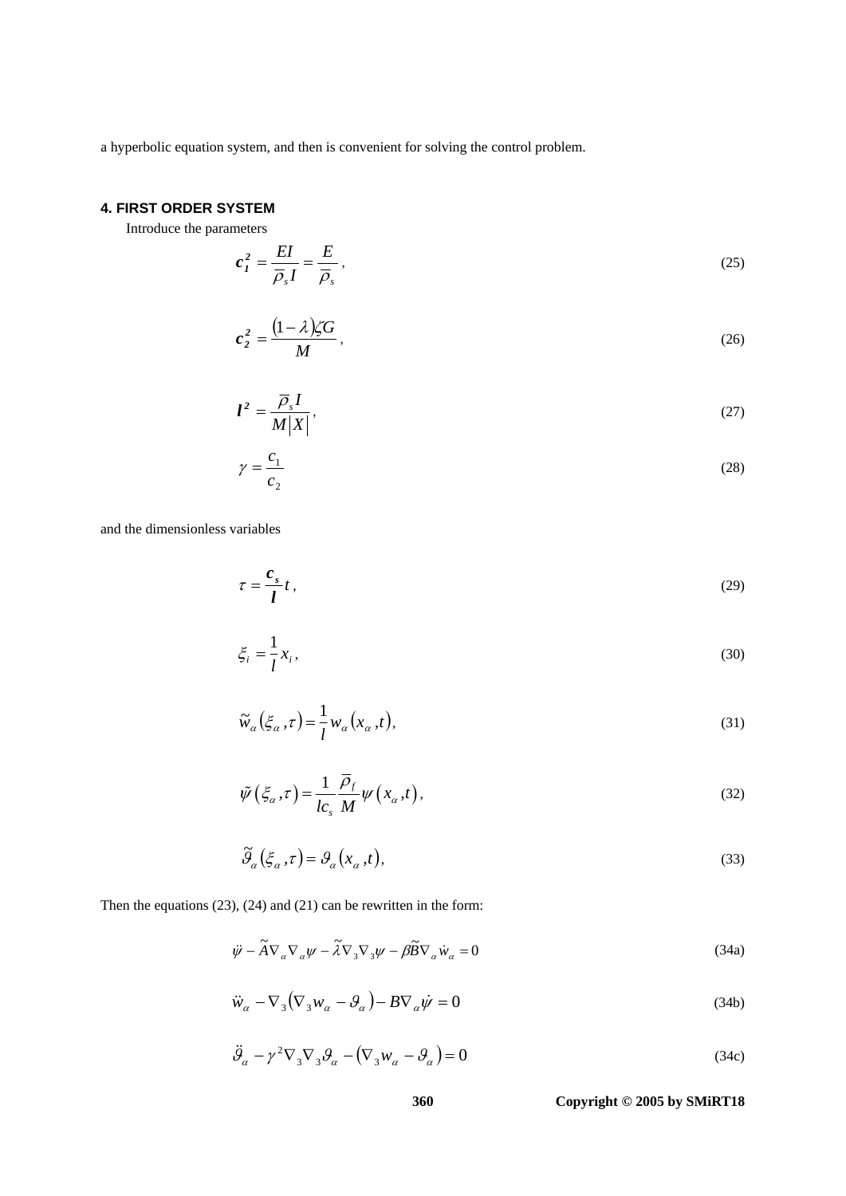a hyperbolic equation system, and then is convenient for solving the control problem.

### 4. FIRST ORDER SYSTEM

Introduce the parameters

$$\boldsymbol{c_1^2} = \frac{EI}{\overline{\rho}_s I} = \frac{E}{\overline{\rho}_s}, \tag{25}$$

$$\boldsymbol{c_2^2} = \frac{(1-\lambda)\zeta G}{M}, \tag{26}$$

$$\boldsymbol{l^2} = \frac{\overline{\rho}_s I}{M|X|}, \tag{27}$$

$$\gamma = \frac{c_1}{c_2} \tag{28}$$

and the dimensionless variables

$$\tau = \frac{\boldsymbol{c_s}}{\boldsymbol{l}} t, \tag{29}$$

$$\xi_i = \frac{1}{l} x_i, \tag{30}$$

$$\widetilde{w}_\alpha(\xi_\alpha, \tau) = \frac{1}{l} w_\alpha(x_\alpha, t), \tag{31}$$

$$\tilde{\psi}(\xi_\alpha, \tau) = \frac{1}{lc_s} \frac{\overline{\rho}_f}{M} \psi(x_\alpha, t), \tag{32}$$

$$\widetilde{\vartheta}_\alpha(\xi_\alpha, \tau) = \vartheta_\alpha(x_\alpha, t), \tag{33}$$

Then the equations (23), (24) and (21) can be rewritten in the form:

$$\ddot{\psi} - \widetilde{A}\nabla_\alpha \nabla_\alpha \psi - \widetilde{\lambda}\nabla_3 \nabla_3 \psi - \beta \widetilde{B} \nabla_\alpha \dot{w}_\alpha = 0 \tag{34a}$$

$$\ddot{w}_\alpha - \nabla_3(\nabla_3 w_\alpha - \vartheta_\alpha) - B\nabla_\alpha \dot{\psi} = 0 \tag{34b}$$

$$\ddot{\vartheta}_\alpha - \gamma^2 \nabla_3 \nabla_3 \vartheta_\alpha - (\nabla_3 w_\alpha - \vartheta_\alpha) = 0 \tag{34c}$$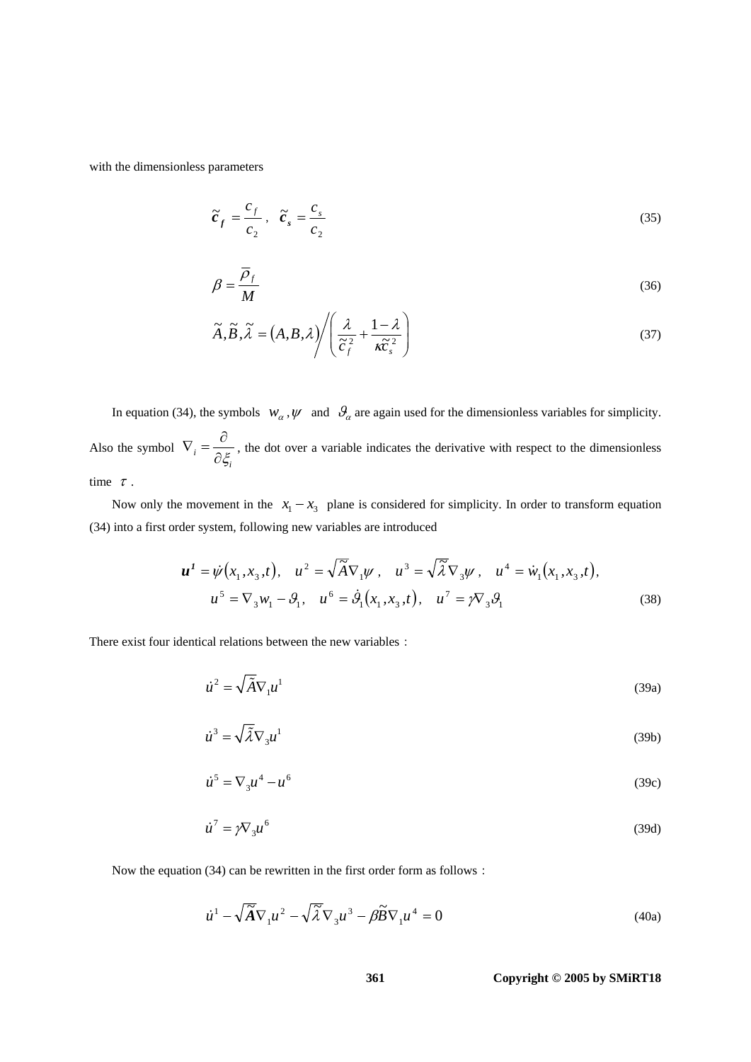with the dimensionless parameters

$$\tilde{c}_f = \frac{c_f}{c_2}, \quad \tilde{c}_s = \frac{c_s}{c_2} \tag{35}$$

$$\beta = \frac{\overline{\rho}_f}{M} \tag{36}$$

$$\tilde{A}, \tilde{B}, \tilde{\lambda} = (A, B, \lambda) \Bigg/ \left( \frac{\lambda}{\tilde{c}_f^2} + \frac{1-\lambda}{\kappa \tilde{c}_s^2} \right) \tag{37}$$

In equation (34), the symbols $w_\alpha, \psi$ and $\vartheta_\alpha$ are again used for the dimensionless variables for simplicity. Also the symbol $\nabla_i = \frac{\partial}{\partial \xi_i}$, the dot over a variable indicates the derivative with respect to the dimensionless time $\tau$.

Now only the movement in the $x_1 - x_3$ plane is considered for simplicity. In order to transform equation (34) into a first order system, following new variables are introduced

$$\begin{aligned} \boldsymbol{u}^1 = \dot{\psi}(x_1, x_3, t), \quad u^2 = \sqrt{\tilde{A}} \nabla_1 \psi, \quad u^3 = \sqrt{\tilde{\lambda}} \nabla_3 \psi, \quad u^4 = \dot{w}_1(x_1, x_3, t), \\ u^5 = \nabla_3 w_1 - \vartheta_1, \quad u^6 = \dot{\vartheta}_1(x_1, x_3, t), \quad u^7 = \gamma \nabla_3 \vartheta_1 \end{aligned} \tag{38}$$

There exist four identical relations between the new variables：

$$\dot{u}^2 = \sqrt{\tilde{A}} \nabla_1 u^1 \tag{39a}$$

$$\dot{u}^3 = \sqrt{\tilde{\lambda}} \nabla_3 u^1 \tag{39b}$$

$$\dot{u}^5 = \nabla_3 u^4 - u^6 \tag{39c}$$

$$\dot{u}^7 = \gamma \nabla_3 u^6 \tag{39d}$$

Now the equation (34) can be rewritten in the first order form as follows：

$$\dot{u}^1 - \sqrt{\tilde{\boldsymbol{A}}} \nabla_1 u^2 - \sqrt{\tilde{\lambda}} \nabla_3 u^3 - \beta \tilde{B} \nabla_1 u^4 = 0 \tag{40a}$$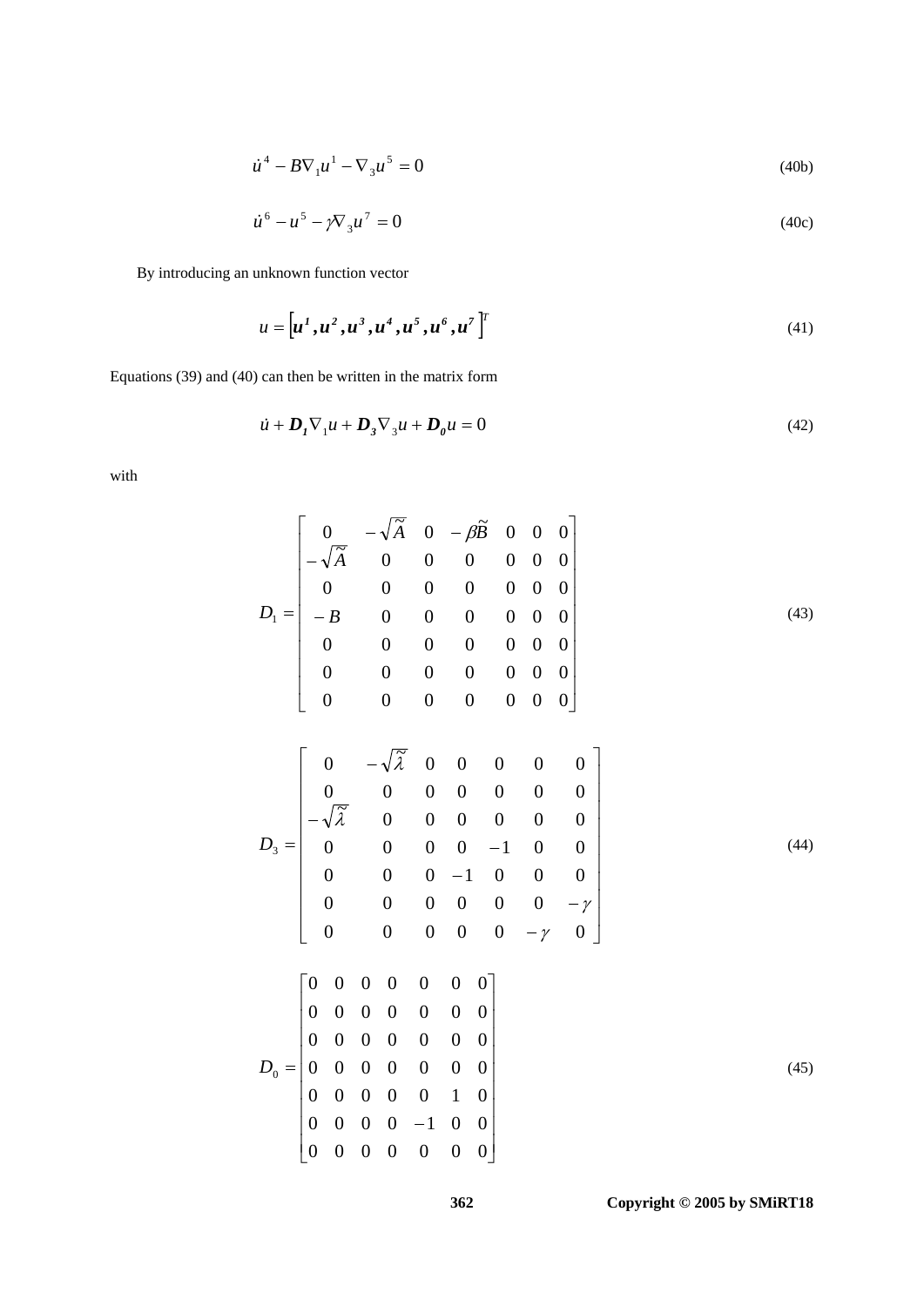$$\dot{u}^4 - B\nabla_1 u^1 - \nabla_3 u^5 = 0 \tag{40b}$$

$$\dot{u}^6 - u^5 - \gamma\nabla_3 u^7 = 0 \tag{40c}$$

By introducing an unknown function vector

$$u = \left[\boldsymbol{u^1}, \boldsymbol{u^2}, \boldsymbol{u^3}, \boldsymbol{u^4}, \boldsymbol{u^5}, \boldsymbol{u^6}, \boldsymbol{u^7}\right]^T \tag{41}$$

Equations (39) and (40) can then be written in the matrix form

$$\dot{u} + \boldsymbol{D_1}\nabla_1 u + \boldsymbol{D_3}\nabla_3 u + \boldsymbol{D_0} u = 0 \tag{42}$$

with

$$D_1 = \begin{bmatrix} 0 & -\sqrt{\tilde{A}} & 0 & -\beta\tilde{B} & 0 & 0 & 0 \\ -\sqrt{\tilde{A}} & 0 & 0 & 0 & 0 & 0 & 0 \\ 0 & 0 & 0 & 0 & 0 & 0 & 0 \\ -B & 0 & 0 & 0 & 0 & 0 & 0 \\ 0 & 0 & 0 & 0 & 0 & 0 & 0 \\ 0 & 0 & 0 & 0 & 0 & 0 & 0 \\ 0 & 0 & 0 & 0 & 0 & 0 & 0 \end{bmatrix} \tag{43}$$

$$D_3 = \begin{bmatrix} 0 & -\sqrt{\tilde{\lambda}} & 0 & 0 & 0 & 0 & 0 \\ 0 & 0 & 0 & 0 & 0 & 0 & 0 \\ -\sqrt{\tilde{\lambda}} & 0 & 0 & 0 & 0 & 0 & 0 \\ 0 & 0 & 0 & 0 & -1 & 0 & 0 \\ 0 & 0 & 0 & -1 & 0 & 0 & 0 \\ 0 & 0 & 0 & 0 & 0 & 0 & -\gamma \\ 0 & 0 & 0 & 0 & 0 & -\gamma & 0 \end{bmatrix} \tag{44}$$

$$D_0 = \begin{bmatrix} 0 & 0 & 0 & 0 & 0 & 0 & 0 \\ 0 & 0 & 0 & 0 & 0 & 0 & 0 \\ 0 & 0 & 0 & 0 & 0 & 0 & 0 \\ 0 & 0 & 0 & 0 & 0 & 0 & 0 \\ 0 & 0 & 0 & 0 & 0 & 1 & 0 \\ 0 & 0 & 0 & 0 & -1 & 0 & 0 \\ 0 & 0 & 0 & 0 & 0 & 0 & 0 \end{bmatrix} \tag{45}$$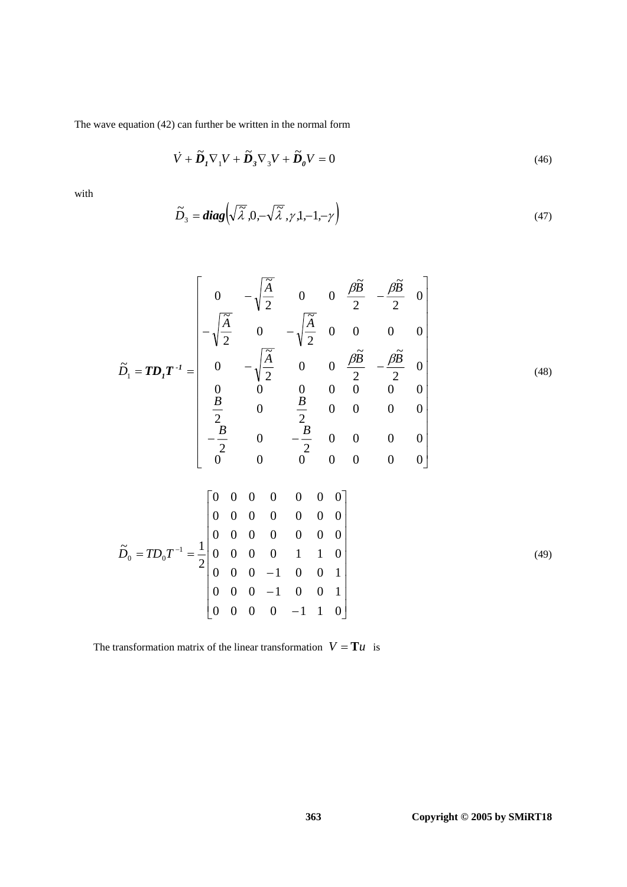The wave equation (42) can further be written in the normal form

$$\dot{V} + \tilde{\boldsymbol{D}}_{\boldsymbol{1}} \nabla_1 V + \tilde{\boldsymbol{D}}_{\boldsymbol{3}} \nabla_3 V + \tilde{\boldsymbol{D}}_{\boldsymbol{0}} V = 0 \tag{46}$$

with

$$\tilde{D}_3 = \boldsymbol{diag}\left(\sqrt{\tilde{\lambda}}, 0, -\sqrt{\tilde{\lambda}}, \gamma, 1, -1, -\gamma\right) \tag{47}$$

$$\tilde{D}_1 = \boldsymbol{T D_1 T^{-1}} = \begin{bmatrix} 0 & -\sqrt{\frac{\tilde{A}}{2}} & 0 & 0 & \frac{\beta\tilde{B}}{2} & -\frac{\beta\tilde{B}}{2} & 0 \\ -\sqrt{\frac{\tilde{A}}{2}} & 0 & -\sqrt{\frac{\tilde{A}}{2}} & 0 & 0 & 0 & 0 \\ 0 & -\sqrt{\frac{\tilde{A}}{2}} & 0 & 0 & \frac{\beta\tilde{B}}{2} & -\frac{\beta\tilde{B}}{2} & 0 \\ 0 & 0 & 0 & 0 & 0 & 0 & 0 \\ \frac{B}{2} & 0 & \frac{B}{2} & 0 & 0 & 0 & 0 \\ -\frac{B}{2} & 0 & -\frac{B}{2} & 0 & 0 & 0 & 0 \\ 0 & 0 & 0 & 0 & 0 & 0 & 0 \end{bmatrix} \tag{48}$$

$$\tilde{D}_0 = T D_0 T^{-1} = \frac{1}{2}\begin{bmatrix} 0 & 0 & 0 & 0 & 0 & 0 & 0 \\ 0 & 0 & 0 & 0 & 0 & 0 & 0 \\ 0 & 0 & 0 & 0 & 0 & 0 & 0 \\ 0 & 0 & 0 & 0 & 1 & 1 & 0 \\ 0 & 0 & 0 & -1 & 0 & 0 & 1 \\ 0 & 0 & 0 & -1 & 0 & 0 & 1 \\ 0 & 0 & 0 & 0 & -1 & 1 & 0 \end{bmatrix} \tag{49}$$

The transformation matrix of the linear transformation $V = \mathbf{T}u$ is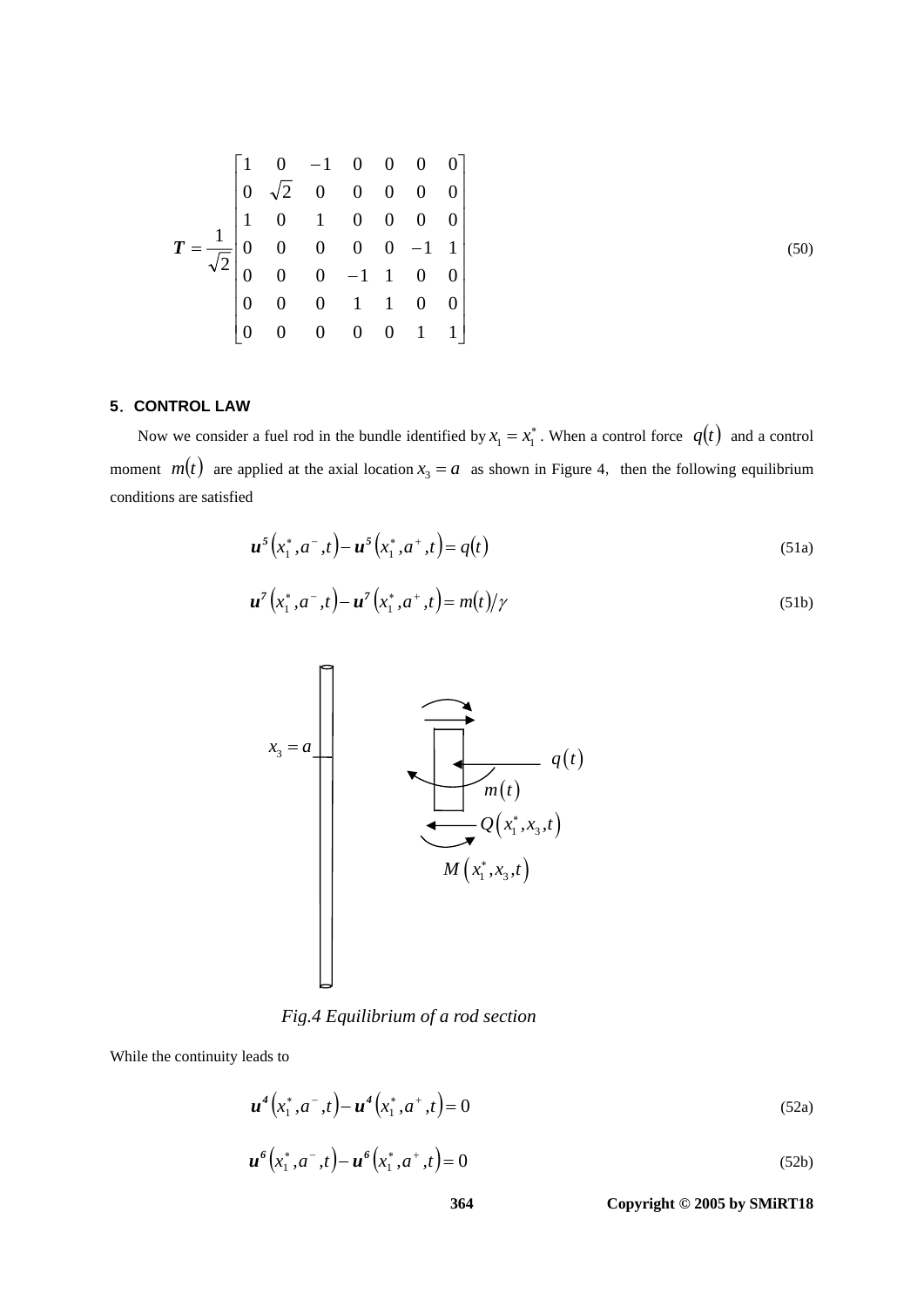$$
\boldsymbol{T} = \frac{1}{\sqrt{2}} \begin{bmatrix} 1 & 0 & -1 & 0 & 0 & 0 & 0 \\ 0 & \sqrt{2} & 0 & 0 & 0 & 0 & 0 \\ 1 & 0 & 1 & 0 & 0 & 0 & 0 \\ 0 & 0 & 0 & 0 & 0 & -1 & 1 \\ 0 & 0 & 0 & -1 & 1 & 0 & 0 \\ 0 & 0 & 0 & 1 & 1 & 0 & 0 \\ 0 & 0 & 0 & 0 & 0 & 1 & 1 \end{bmatrix} \tag{50}
$$

## 5. CONTROL LAW

Now we consider a fuel rod in the bundle identified by $x_1 = x_1^*$. When a control force $q(t)$ and a control moment $m(t)$ are applied at the axial location $x_3 = a$ as shown in Figure 4, then the following equilibrium conditions are satisfied

$$
\boldsymbol{u}^{5}\left(x_1^*, a^-, t\right) - \boldsymbol{u}^{5}\left(x_1^*, a^+, t\right) = q(t) \tag{51a}
$$

$$
\boldsymbol{u}^{7}\left(x_1^*, a^-, t\right) - \boldsymbol{u}^{7}\left(x_1^*, a^+, t\right) = m(t)/\gamma \tag{51b}
$$

*Fig.4 Equilibrium of a rod section*

While the continuity leads to

$$
\boldsymbol{u}^{4}\left(x_1^*, a^-, t\right) - \boldsymbol{u}^{4}\left(x_1^*, a^+, t\right) = 0 \tag{52a}
$$

$$
\boldsymbol{u}^{6}\left(x_1^*, a^-, t\right) - \boldsymbol{u}^{6}\left(x_1^*, a^+, t\right) = 0 \tag{52b}
$$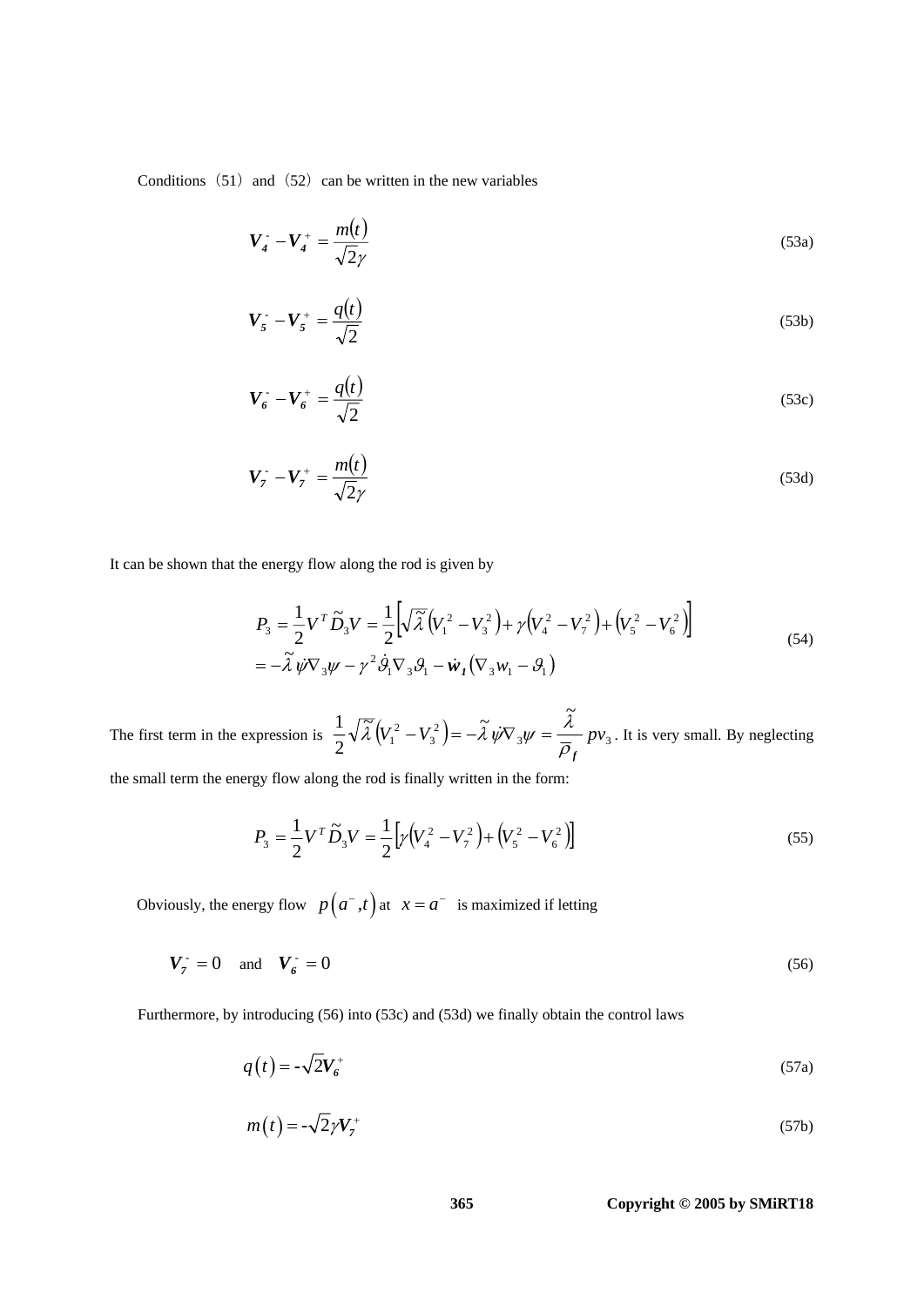Conditions (51) and (52) can be written in the new variables

$$\boldsymbol{V}_{\boldsymbol{4}}^{-} - \boldsymbol{V}_{\boldsymbol{4}}^{+} = \frac{m(t)}{\sqrt{2}\gamma} \tag{53a}$$

$$\boldsymbol{V}_{\boldsymbol{5}}^{-} - \boldsymbol{V}_{\boldsymbol{5}}^{+} = \frac{q(t)}{\sqrt{2}} \tag{53b}$$

$$\boldsymbol{V}_{\boldsymbol{6}}^{-} - \boldsymbol{V}_{\boldsymbol{6}}^{+} = \frac{q(t)}{\sqrt{2}} \tag{53c}$$

$$\boldsymbol{V}_{\boldsymbol{7}}^{-} - \boldsymbol{V}_{\boldsymbol{7}}^{+} = \frac{m(t)}{\sqrt{2}\gamma} \tag{53d}$$

It can be shown that the energy flow along the rod is given by

$$\begin{aligned} P_3 &= \frac{1}{2} V^T \tilde{D}_3 V = \frac{1}{2}\left[\sqrt{\tilde{\lambda}}\left(V_1^2 - V_3^2\right) + \gamma\left(V_4^2 - V_7^2\right) + \left(V_5^2 - V_6^2\right)\right] \\ &= -\tilde{\lambda}\,\dot{\psi}\nabla_3\psi - \gamma^2 \dot{\vartheta}_1 \nabla_3 \vartheta_1 - \dot{\boldsymbol{w}}_{\boldsymbol{1}}\left(\nabla_3 w_1 - \vartheta_1\right) \end{aligned} \tag{54}$$

The first term in the expression is $\frac{1}{2}\sqrt{\tilde{\lambda}}\left(V_1^2 - V_3^2\right) = -\tilde{\lambda}\,\dot{\psi}\nabla_3\psi = \frac{\tilde{\lambda}}{\bar{\rho}_{\boldsymbol{f}}} p v_3$. It is very small. By neglecting the small term the energy flow along the rod is finally written in the form:

$$P_3 = \frac{1}{2} V^T \tilde{D}_3 V = \frac{1}{2}\left[\gamma\left(V_4^2 - V_7^2\right) + \left(V_5^2 - V_6^2\right)\right] \tag{55}$$

Obviously, the energy flow $p\left(a^-, t\right)$ at $x = a^-$ is maximized if letting

$$\boldsymbol{V}_{\boldsymbol{7}}^{-} = 0 \quad \text{and} \quad \boldsymbol{V}_{\boldsymbol{6}}^{-} = 0 \tag{56}$$

Furthermore, by introducing (56) into (53c) and (53d) we finally obtain the control laws

$$q(t) = -\sqrt{2}\boldsymbol{V}_{\boldsymbol{6}}^{+} \tag{57a}$$

$$m(t) = -\sqrt{2}\gamma \boldsymbol{V}_{\boldsymbol{7}}^{+} \tag{57b}$$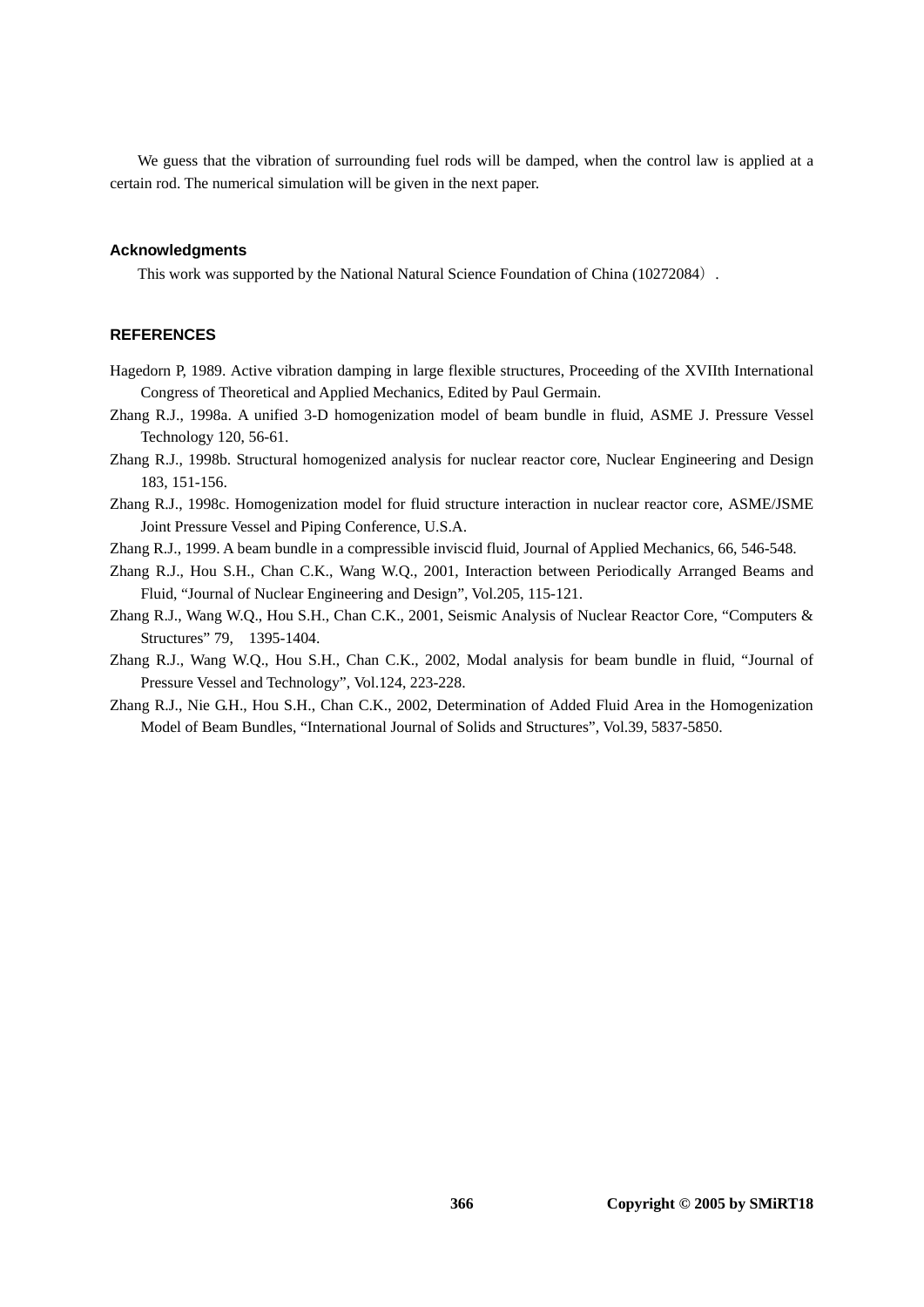We guess that the vibration of surrounding fuel rods will be damped, when the control law is applied at a certain rod. The numerical simulation will be given in the next paper.

### Acknowledgments

This work was supported by the National Natural Science Foundation of China (10272084）.

### REFERENCES

Hagedorn P, 1989. Active vibration damping in large flexible structures, Proceeding of the XVIIth International Congress of Theoretical and Applied Mechanics, Edited by Paul Germain.

Zhang R.J., 1998a. A unified 3-D homogenization model of beam bundle in fluid, ASME J. Pressure Vessel Technology 120, 56-61.

Zhang R.J., 1998b. Structural homogenized analysis for nuclear reactor core, Nuclear Engineering and Design 183, 151-156.

Zhang R.J., 1998c. Homogenization model for fluid structure interaction in nuclear reactor core, ASME/JSME Joint Pressure Vessel and Piping Conference, U.S.A.

Zhang R.J., 1999. A beam bundle in a compressible inviscid fluid, Journal of Applied Mechanics, 66, 546-548.

Zhang R.J., Hou S.H., Chan C.K., Wang W.Q., 2001, Interaction between Periodically Arranged Beams and Fluid, "Journal of Nuclear Engineering and Design", Vol.205, 115-121.

Zhang R.J., Wang W.Q., Hou S.H., Chan C.K., 2001, Seismic Analysis of Nuclear Reactor Core, "Computers & Structures" 79, 1395-1404.

Zhang R.J., Wang W.Q., Hou S.H., Chan C.K., 2002, Modal analysis for beam bundle in fluid, "Journal of Pressure Vessel and Technology", Vol.124, 223-228.

Zhang R.J., Nie G.H., Hou S.H., Chan C.K., 2002, Determination of Added Fluid Area in the Homogenization Model of Beam Bundles, "International Journal of Solids and Structures", Vol.39, 5837-5850.